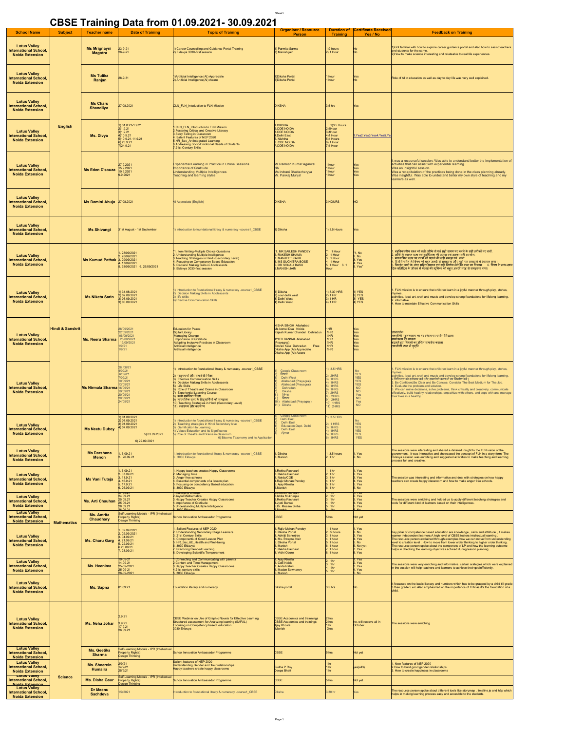# CBSE Training Data from 01.09.2021- 30.09.2021

| School Name | Subject | Teacher name | Date of Training | Topic of Training | Organiser / Resource Person | Duration of Training | Certificate Received Yes / No | Feedback on Training |
|---|---|---|---|---|---|---|---|---|
| Lotus Valley International School, Noida Extension | English | Ms Mrignayni Magotra | 23-9-21<br>28-9-21 | 1) Career Counselling and Guidance Portal Training<br>2) Eklavya 3030-first session | 1) Parmita Sarma<br>2) Manish jain | 1)2 hours<br>2) 1 Hour | No<br>No | 1)Got familiar with how to explore career guidance portal and also how to assist teachers and students for the same.<br>2)How to make science interesting and relateable to real life experiences. |
| Lotus Valley International School, Noida Extension | | Ms Tulika Ranjan | 28-9-31 | 1)Artificial Intelligence (AI) Appreciate<br>2) Artificial Intelligence(AI) Aware | 1)Diksha Portal<br>2)Diksha Portal | 1 hour<br>1 hour | Yes<br>No | Role of AI in education as well as day to day life was very well explained. |
| Lotus Valley International School, Noida Extension | | Ms Charu Shandilya | 27.08.2021 | CLN_FLN_Introduction to FLN Mission | DIKSHA | 3.5 hrs | Yes | |
| Lotus Valley International School, Noida Extension | | Ms. Divya | 1) 31.8.21-1.9.21<br>2)1.9.21<br>3)1.9.21<br>4)10.9.21<br>5)10.9.21-11.9.21<br>6) 23.9.21<br>7)24.9.21 | 1.CLN_FLN_Introduction to FLN Mission<br>2.Fostering Critical and Creative Literacy<br>3.Story Telling in Classroom<br>4. Salient Features of NEP 2020<br>5.HR_Sec_Art Integrated Learning<br>6.Addressing Socio-Emotional Needs of Students<br>7.21st Century Skills | 1.DIKSHA<br>2.COE NOIDA<br>3.COE NOIDA<br>4.Delhi East<br>5. Nishtha<br>6. COE NOIDA<br>7.COE NOIDA | 1)3.5 Hours<br>2)1Hour<br>3)1Hour<br>4)1 Hour<br>5)4 Hours<br>6) 1 Hour<br>7)1 Hour | 1.Yes2.Yes3.Yes4.Yes5.Yes | |
| Lotus Valley International School, Noida Extension | | Ms Eden D'souza | 27.9.2021<br>15.9.2021<br>10.9.2021<br>9.9.2021 | Experiential Learning in Practice in Online Sessions<br>Importance of Gratitude<br>Understanding Multiple Intelligences<br>Teaching and learning styles | Mr Ramesh Kumar Agarwal<br>NA<br>Ms Indrani Bhattacharyya<br>Mr. Pankaj Munjal | 1 hour<br>1 hour<br>1 hour<br>1 hour | Yes<br>Yes<br>Yes<br>Yes | It was a resourceful session. Was able to understand better the implementation of activities that can assist with experiential learning.<br>Was an insightful session.<br>Was a recapitulation of the practices being done in the class planning already.<br>Was insightful. Was able to undestand better my own style of teaching and my learners as well. |
| Lotus Valley International School, Noida Extension | | Ms Damini Ahuja | 27.08.2021 | AI Appreciate (English) | DIKSHA | 3 HOURS | NO | |
| Lotus Valley International School, Noida Extension | | Ms Shivangi | 31st August - 1st September | 1) Introduction to foundational literacy & numeracy -course1_CBSE | 1) Diksha | 1) 3.5 Hours | Yes | |
| Lotus Valley International School, Noida Extension | Hindi & Sanskrit | Ms Kumud Pathak | 1. 28/09/2021<br>2. 28/09/2021<br>3. 29/09/2021<br>4. 17/09/2021<br>5. 28/09/2021 6. 28/09/2021 | "1. Item Writing-Multiple Choice Questions<br>2. Understanding Multiple Intelligence<br>3.Teaching Strategies in Hindi (Secondary Level)<br>4. Focusing on Competency Based Education<br>5. Decision Making Skills in Adolescents<br>6. Eklavya 3030-first session | "1. MR SAILESH PANDEY<br>2. RAKESH SHAMA<br>3. MANJEET KAUR<br>4. MS SUCHITRA BOSE<br>5. DR SONALI BASU<br>6.MANISH JAIN | "1. 1 Hour<br>2. 1 Hour<br>3. 1 Hour<br>4. 1 Hour<br>5. 1 Hour 6. 1 Hour | "1. No<br>2. No<br>3. Yes<br>4. Yes<br>5. Yes" | 1. बहुविकल्पीय प्रश्न को सही तरीके से एवं सही समय पर करने के सही तरीकों पर चर्चा.<br>2. छात्रों के स्थापन प्रजा एवं बुद्धिमता की समझ एवं उसका सही उपयोग.<br>3. माध्यमिक स्तर पर छात्रों को पढ़ाने की सही समझ एवं कला<br>4. रिसोर्स पर्सन ने विषय को बहुत अच्छे से समझाया और सूत्रों यह समझाने में आसान लगा।<br>6. किशोर छात्रों के अंदर सहित विस्तार एवं सही निर्णय लेने की कला का विकास 6. शिक्षा के साथ-साथ दिन-प्रतिदिन के जीवन में एआई की भूमिका को बहुत अच्छी तरह से समझाया गया। |
| Lotus Valley International School, Noida Extension | | Ms Niketa Sarin | 1) 31.08.2021<br>2) 02.09.2021<br>3) 03.09.2021<br>3) 06.09.2021 | 1) Introduction to foundational literacy & numeracy -course1_CBSE<br>2) Decision Making Skills in Adolescents<br>3) life skills<br>4)Effective Communication Skills | 1) Diksha<br>2) coe/ delhi west<br>3) Delhi West<br>4) Delhi West | 1) 3.30 HRS<br>2) 1 HR<br>3) 1 HR<br>4) 1 HR | 1) YES<br>2) YES<br>3) YES<br>4) YES | 1. FLN mission is to ensure that children learn in a joyful manner through play, stories, rhymes,<br>activities, local art, craft and music and develop strong foundations for lifelong learning.<br>2. informative<br>4. How to maintain Effective Communication Skills |
| Lotus Valley International School, Noida Extension | | Ms. Neeru Sharma | 28/09/2021<br>22/09/2021<br>06/09/2021<br>25/09/2021<br>13/09/2021<br>1/9/21<br>1/9/21 | Education for Peace<br>Digital Library<br>Managing Change<br>Importance of Gratitude<br>Adopting Inclusive Practices in Classroom<br>Artificial Intelligence<br>Artificial Intelligence | NISHA SINGH Allahabad<br>Ms komal Dua Noida<br>Rajesh Kumar Chandel Dehradun<br>JYOTI BANSAL Allahabad (Prayagraj)<br>Simran Kaur Dehradun Free<br>Diksha App (AI) Appreciate<br>Diksha App (AI) Aware | 1HR<br>1HR<br>1HR<br>1HR<br>1HR<br>1HR<br>1HR | Yes<br>Yes<br>Yes<br>Yes<br>Yes<br>Yes<br>Yes | ज्ञानवर्धक<br>तकनीकी पुस्तकालय का हर स्थान पर प्रयोग सिखाया<br>सामंजस्य कैसे लाना<br>बदलते हुए नियमों का उचित समायोज कराना<br>तकनीकी ज्ञान में वृद्धि |
| Lotus Valley International School, Noida Extension | | Ms Nirmala Sharma | 28 /08/21<br>4/09/21<br>6/09/21<br>7/09/21<br>10/09/21<br>13/09/21<br>16/09/21<br>19/09/21<br>20/09/21<br>20/09/21<br>24/09/21 | 1) Introduction to foundational literacy & numeracy -course1_CBSE<br>2) पठनचर्या और समावेशी शिक्षा<br>3) Effective Communication Skills<br>4) Decision Making Skills in Adolescents<br>5) Life Skills<br>6) Role of Theatre and Drama in Classroom<br>7) Experiential Learning Course<br>8) कला समेकित शिक्षा<br>9) माध्यमिक स्तर के विद्यार्थियों को समझाना<br>10) Teaching Strategies in Hindi (Secondary Level)<br>11) संरक्षण और कल्याण | 1) Google Class room<br>2) निष्ठा<br>3) Delhi West<br>4) Allahabad (Prayagraj)<br>5) Allahabad (Prayagraj)<br>6) Dehradun<br>7) Diksha<br>8 ) निष्ठा<br>9 ) निष्ठा<br>10 ) Allahabad (Prayagraj)<br>11 ) Diksha | 1) 3.5 HRS<br>2) 2HRS<br>3) 1HRS<br>4) 1HRS<br>5) 1HRS<br>6) 1HRS<br>7) 2HRS<br>8 ) 2HRS<br>9 ) 2HRS<br>10) 1HRS<br>11) 2HRS | No<br>YES<br>YES<br>YES<br>YES<br>NO<br>NO<br>Yes<br>NO<br>Yes<br>NO | 1. FLN mission is to ensure that children learn in a joyful manner through play, stories, rhymes,<br>activities, local art, craft and music and develop strong foundations for lifelong learning.<br>2.विविधता को स्वीकार करें और समावेशी कक्षाओं का निर्माण करें।<br>3. Be Confident,Be Clear and Be Concise, Consider The Best Medium For The Job.<br>4. Evaluate the problem and solution.<br>5. We can make decisions, solve problems, think critically and creatively, communicate effectively, build healthy relationships, empathize with others, and cope with and manage their lives in a healthy. |
| Lotus Valley International School, Noida Extension | | Ms Neetu Dubey | 1) 01.09.2021<br>2) 01.09.2021<br>3) 01.09.2021<br>4) 07.09.2021<br>5) 03.09.2021<br>6) 22.09.2021 | 1) Introduction to foundational literacy & numeracy -course1_CBSE<br>2) Teaching strategies in Hindi Secondary level<br>3) Gamification In Learning<br>4) Values Education and its Significance<br>5) Role of Theatre and Drama in classroom<br>6) Blooms Taxonomy and its Application | 1) Google Class room<br>2) Delhi East<br>3) Delhi East<br>4) Education Dept. Delhi<br>5) Delhi East<br>6) Ajmer | 1) 3.5 HRS<br>2) 1 HRS<br>3) 1HRS<br>4) 1HRS<br>5) 1HRS<br>6) 1HRS | No<br>YES<br>YES<br>YES<br>YES<br>YES | |
| Lotus Valley International School, Noida Extension | | Ms Darshana Menon | 1. 6.09.21<br>2. 26.09.21 | 1. Introduction to foundational literacy & numeracy -course1_CBSE<br>3. 3030 Eklavya | 1. Diksha<br>2. Manish | 1. 3.5 hours<br>2. 1 hr | 1. Yes<br>2. No | The sessions were interesting and shared a detailed insight to the FLN vision of the government. It was interactive and showcased the concept of FLN in a story form. The Eklavya session was enriching and suggested activities to make teaching and learning process fun and creative. |
| Lotus Valley International School, Noida Extension | | Ms Vani Tuteja | 1. 6.09.21<br>2. 07.09.21<br>3. 11.9.21<br>4. 16.9.21<br>5. 17.9.21<br>6. 26.09.21 | 1. Happy teachers creates Happy Classrooms<br>2. Managing Time<br>3. Anger free schools<br>4. Essential components of a lesson plan<br>5. Focusing on competency Based education<br>6. 3030 Eklavya | 1.Rekha Pachauri<br>2. Rekha Pachauri<br>3. Noida/COE<br>4.Rajiv Mohan Pandey<br>5. Ajay Khosla<br>6.Manish | 1. 1 hr<br>2. 1 hr<br>3. 1 hr<br>4. 1 hr<br>5. 1 hr<br>6. 1 hr | 1. Yes<br>2. Yes<br>3. Yes<br>4. Yes<br>5. Yes<br>6. No | The session was interesting and informative and deal with strategies on how happy teachers can create happy classroom and how to make anger free schools. |
| Lotus Valley International School, Noida Extension | | Ms. Arti Chauhan | 27.09.21<br>24.09.21<br>25.09.21<br>25.09.21<br>28.09.21<br>26.09.21 | 1.Managing Change<br>2.Joyful Mathematics<br>3.Happy Teacher Teacher Creates Happy Classrooms<br>4.Importance of Gratitude<br>5.Understanding Multiple Intelligence<br>6. 3030 Eklavya | 1.Vaibhav Srivastav<br>2.Ishita Mukherjee<br>3.Rekha Pachauri<br>4.Jyoti Bansal<br>5.Dr. Moxam Sinha<br>6.Manish | 1. 1hr<br>2. 1hr<br>3. 1hr<br>4. 1hr<br>5. 1hr<br>6. 1hr | 1. Yes<br>2. Yes<br>3. Yes<br>4. Yes<br>5. Yes<br>6. No | The sessions were enriching and helped us to apply different teaching strategies and tools for different kind of learners based on their intelligences. |
| Lotus Valley International School, Noida Extension | Mathematics | Ms. Amrita Chaudhary | Self-Learning Module - IPR (Intellectual Property Rights)<br>Design Thinking | School Innovation Ambassador Programme | CBSE | 5 hrs | Not yet | |
| Lotus Valley International School, Noida Extension | | Ms. Charu Garg | 1. 02.09.2021<br>2. 02.09.2021<br>3. 04.09.21<br>4. 21.09.21<br>5. 22.09.21<br>6.28.09.21<br>7. 28.09.21 | 1. Salient Features of NEP 2020<br>2. Understanding Secondary Stage Learners<br>3. 21st Century Skills<br>4. Components of Good Lesson Plan<br>5. HR_Sec_EE_Health and Well-being<br>6. 3030 Eklavya<br>7. Practicing Blended Learning<br>8. Developing Scientific Temperament | 1. Rajiv Mohan Pandey<br>2. Diksha Portal<br>3. Abhijit Banerjee<br>4. Ms. Swapna Nair<br>5. Diksha Portal<br>6. Manish<br>7. Rekha Pachauri<br>8. Vidhi Oberoi | 1. 1 hour<br>2. 5 hours<br>3. 1 hour<br>4. 1 hour<br>5. 1 hour<br>6. 1 hour<br>7. 1 hour<br>8. 1 hour | 1. Yes<br>2. No<br>3. Yes<br>4. Yes<br>5. No<br>6. Not yet<br>7. Yes<br>8. Yes | Key pillar of competence based education are knowledge , skills and attitude , it makes learner independent learners.A high level of CBSE fosters intellectual learning .<br>The resource person explained through examples how we can move from understanding level to creation level . How to move from lower order thinking to higher order thinking .<br>The resource person spoke about the components of LP and how the learning outcome helps in checking the learning objectives achived during lesson planning |
| Lotus Valley International School, Noida Extension | | Ms. Heenima | 10-09-21<br>14-09-21<br>25-09-2021<br>25-09-21<br>26-09-2021 | 1.Connecting and Communicating with parents<br>2.Content and Time Management<br>3.Happy Teacher Creates Happy Classrooms<br>4.21st century skills<br>5. 3030 Eklavya | 1. Ajay Khosla<br>2. CoE Noida<br>3. Anita Raturi<br>4. Madan Sawhanvy<br>5. Manish | 1. 1hr<br>2. 1hr<br>3. 1hr<br>4. 1hr<br>5. 1hr | 1. Yes<br>2. Yes<br>3. Yes<br>4. Yes<br>5. No | The sessions were very enriching and informative. certain strategies which were explained in the session will help teachers and learners to achieve their goalefficiently. |
| Lotus Valley International School, Noida Extension | | Ms. Sapna | 01.09.21 | Foundation literary and numeracy | Diksha portal | 3.5 hrs | No | It focussed on the basic literacy and numbers which has to be grasped by a child till grade 3 then grade 5 erc.Also emphasized on the importance of FLN as it's the foundation of a child. |
| Lotus Valley International School, Noida Extension | | Ms. Neha Johar | 2.9.21<br>3.9.21<br>17.9.21<br>26.09.21 | CBSE Webinar on Use of Graphic Novels for Effective Learning<br>Structured assessment for Analyzing learning (SAFAL)<br>Focusing on Competency based education<br>3030 Eklavya | CBSE Academics and trainings<br>CBSE Academics and trainings<br>Ajay Khosla<br>Manish | 2 hrs<br>2 hrs<br>1 hr<br>2hrs | no. will recieve all in October | The sessions were enriching |
| Lotus Valley International School, Noida Extension | Science | Ms. Geetika Sharma | Self-Learning Module - IPR (Intellectual Property Rights)<br>Design Thinking | School Innovation Ambassador Programme | CBSE | 5 hrs | Not yet | |
| Lotus Valley International School, Noida Extension | | Ms. Sheerein Humaira | 2/9/21<br>14/9/21<br>25/9/21 | Salient features of NEP 2020<br>Understanding Gender and their relationships<br>Happy teachers create happy classrooms | Sudha P Roy<br>Deepa Bhatt | 1 hr<br>1 hr<br>1 hr | yes(all3) | 1. New features of NEP 2020<br>2.How to build good gender relationships<br>3. How to create happiness in classrooms |
| Lotus Valley International School, Noida Extension | | Ms. Disha Gaur | Self-Learning Module - IPR (Intellectual Property Rights)<br>Design Thinking | School Innovation Ambassador Programme | CBSE | 5 hrs | Not yet | |
| Lotus Valley International School, Noida Extension | | Dr Meenu Sachdeva | 1/9/2021 | Introduction to foundational literacy & numeracy -course1_CBSE | Diksha | 3.30 hr | Yes | The resource person spoke about different tools like storymap , timeline.je and h5p which helps in making learning process easy and accesible to the students. |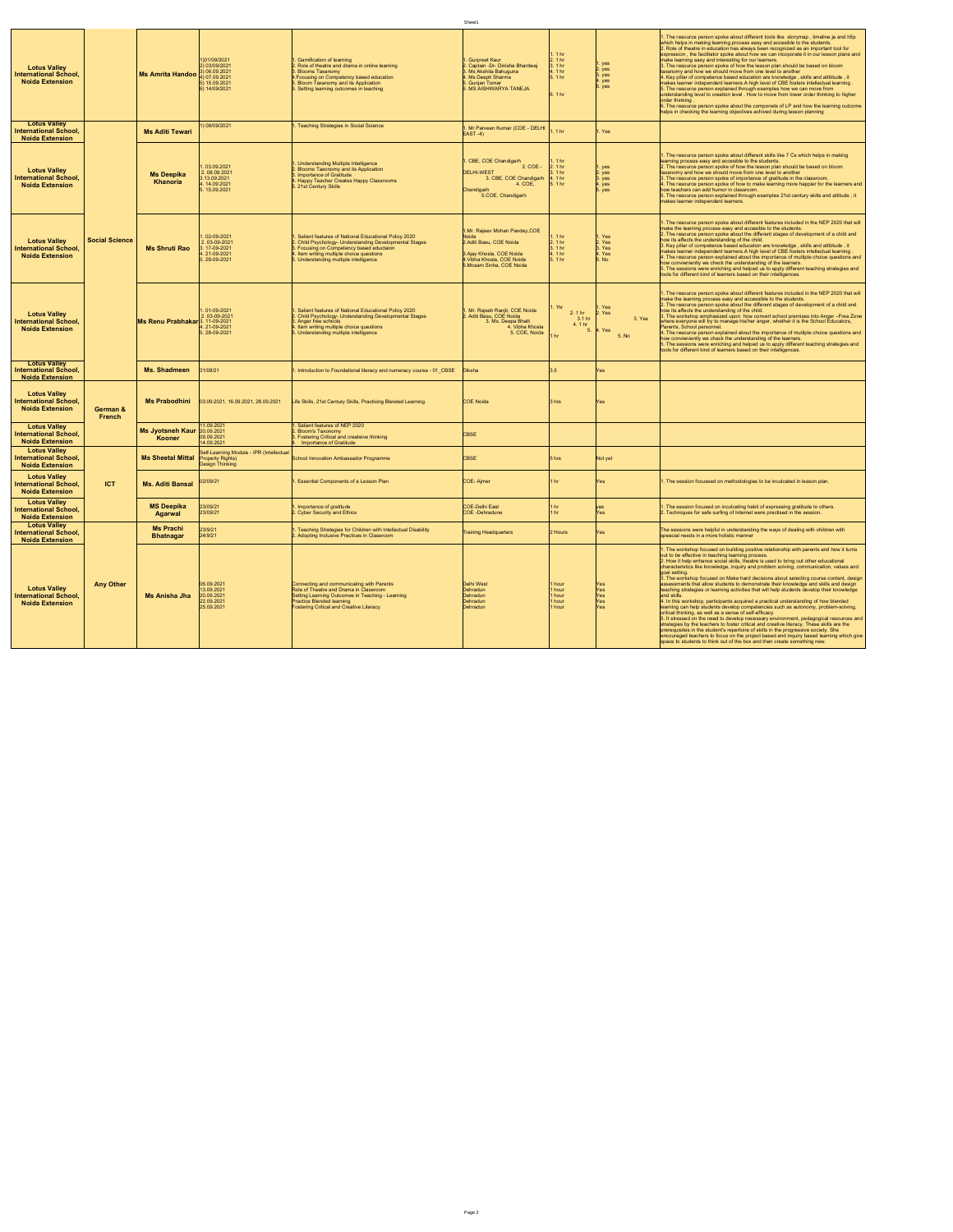| | | | | | | | | |
|---|---|---|---|---|---|---|---|---|
| Lotus Valley International School, Noida Extension | | Ms Amrita Handoo | 1) 01/09/2021<br>2) 03/09/2021<br>3) 06.09.2021<br>4) 07.09.2021<br>5) 15.09.2021<br>6) 14/09/2021 | 1. Gamification of learning<br>2. Role of theatre and drama in online learning<br>3. Blooms Taxonomy<br>4. Focusing on Competency based education<br>5. Bloom Taxanomy and its Application<br>6. Setting learning outcomes in teaching | 1. Gurpreet Kaur<br>2. Captain -Dr- Dinisha Bhardwaj<br>3. Ms Akshita Bahuguna<br>4. Ms Deepti Sharma<br>5. Gunjan Tomar<br>6. MS AISHWARYA TANEJA | 1. 1 hr<br>2. 1 hr<br>3. 1 hr<br>4. 1 hr<br>5. 1 hr<br>6. 1 hr | 1. yes<br>2. yes<br>3. yes<br>4. yes<br>5. yes | 1. The resource person spoke about different tools like storymap , timeline.je and h5p which helps in making learning process easy and accesible to the students.<br>2. Role of theatre in education has always been recognized as an important tool for expression , the facilitator spoke about how we can incoporate it in our lesson plans and make learning easy and interesting for our learners.<br>3. The resource person spoke of how the lesson plan should be based on bloom taxonomy and how we should move from one level to another<br>4. Key pillar of competence based education are knowledge , skills and attitude , it makes learner independent learners.A high level of CBE fosters intellectual learning .<br>5. The resource person explained through examples how we can move from understanding level to creation level . How to move from lower order thinking to higher order thinking .<br>6. The resource person spoke about the componets of LP and how the learning outcome helps in checking the learning objectives achived during lesson planning |
| Lotus Valley International School, Noida Extension | Social Science | Ms Aditi Tewari | 1) 08/09/2021 | 1. Teaching Strategies in Social Science | 1. Mr Parveen Kumar (COE - DELHI EAST -4) | 1. 1 hr | 1. Yes | |
| Lotus Valley International School, Noida Extension | | Ms Deepika Khanoria | 1. 03.09.2021<br>2. 08.09.2021<br>3. 13.09.2021<br>4. 14.09.2021<br>5. 15.09.2021 | 1. Understanding Multiple Intelligence<br>2. Blooms Taxonomy and its Application<br>3. Importance of Gratitude<br>4. Happy Teacher Creates Happy Classrooms<br>5. 21st Century Skills | 1. CBE, COE Chandigarh<br>2. COE - DELHI-WEST<br>3. CBE, COE Chandigarh<br>4. COE, Chandigarh<br>5.COE, Chandigarh | 1. 1 hr<br>2. 1 hr<br>3. 1 hr<br>4. 1 hr<br>5. 1 hr | 1. yes<br>2. yes<br>3. yes<br>4. yes<br>5. yes | 1. The resource person spoke about different skills like 7 Cs which helps in making learning process easy and accesible to the students.<br>2. The resource person spoke of how the lesson plan should be based on bloom taxonomy and how we should move from one level to another .<br>3. The resource person spoke of importance of gratitude in the classroom.<br>4. The resource person spoke of how to make learning more happier for the learners and how teachers can add humor in classroom.<br>5. The resource person explained through examples 21st century skills and attitude , it makes learner independent learners. |
| Lotus Valley International School, Noida Extension | | Ms Shruti Rao | 1. 02-09-2021<br>2. 03-09-2021<br>3. 17-09-2021<br>4. 21-09-2021<br>5. 28-09-2021 | 1. Salient features of National Educational Policy 2020<br>2. Child Psychology- Understanding Developmental Stages<br>3. Focusing on Competency based eductaion<br>4. Item writing multiple choice questions<br>5. Understanding multiple intelligence | 1.Mr. Rajeev Mohan Pandey,COE Noida<br>2.Aditi Basu, COE Noida<br>3.Ajay Khosla, COE Noida<br>4.Vibha Khosla, COE Noida<br>5.Mosam Sinha, COE Noida | 1. 1 hr<br>2. 1 hr<br>3. 1 hr<br>4. 1 hr<br>5. 1 hr | 1. Yes<br>2. Yes<br>3. Yes<br>4. Yes<br>5. No | 1. The resource person spoke about different features included in the NEP 2020 that will make the learning process easy and accessible to the students.<br>2. The resource person spoke about the different stages of development of a child and how its affects the understanding of the child.<br>3. Key pillar of competence based education are knowledge , skills and attitude , it makes learner independent learners.A high level of CBE fosters intellectual learning .<br>4. The resource person explained about the importance of mutiple choice questions and how conveniently we check the understanding of the learners.<br>5. The sessions were enriching and helped us to apply different teaching strategies and tools for different kind of learners based on their intelligences. |
| Lotus Valley International School, Noida Extension | | Ms Renu Prabhakar | 1. 01-09-2021<br>2. 03-09-2021<br>3. 11-09-2021<br>4. 21-09-2021<br>5. 28-09-2021 | 1. Salient features of National Educational Policy 2020<br>2. Child Psychology- Understanding Developmental Stages<br>3. Anger free schools<br>4. Item writing multiple choice questions<br>5. Understanding multiple intelligence | 1. Mr. Rajesh Ranjit, COE Noida<br>2. Aditi Basu, COE Noida<br>3. Ms. Deepa Bhatt<br>4. Vibha Khosla<br>5. COE, Noida | 1. 1hr<br>2. 1 hr<br>3.1 hr<br>4. 1 hr<br>5. 1 hr | 1. Yes<br>2. Yes<br>3. Yes<br>4. Yes<br>5. No | 1. The resource person spoke about different features included in the NEP 2020 that will make the learning process easy and accessible to the students.<br>2. The resource person spoke about the different stages of development of a child and how its affects the understanding of the child.<br>3. The workshop emphasized upon how convert school premises into Anger –Free Zone where everyone will try to manage his/her anger, whether it is the School Educators, Parents, School personnel.<br>4. The resource person explained about the importance of mutiple choice questions and how conveniently we check the understanding of the learners.<br>5. The sessions were enriching and helped us to apply different teaching strategies and tools for different kind of learners based on their intelligences. |
| Lotus Valley International School, Noida Extension | | Ms. Shadmeen | 31/08/21 | 1. Introduction to Foundational literacy and numeracy course - 01_CBSE | Diksha | 3.5 | Yes | |
| Lotus Valley International School, Noida Extension | German & French | Ms Prabodhini | 03.09.2021, 16.09.2021, 28.09.2021 | Life Skills, 21st Century Skills, Practicing Blended Learning | COE Noida | 3 hrs | Yes | |
| Lotus Valley International School, Noida Extension | | Ms Jyotsneh Kaur Kooner | 11.09.2021<br>20.09.2021<br>09.09.2021<br>14.09.2021 | 1. Salient features of NEP 2020<br>2. Bloom's Taxonomy<br>3. Fostering Critical and createive thinking<br>4. Importance of Gratitude | CBSE | | | |
| Lotus Valley International School, Noida Extension | ICT | Ms Sheetal Mittal | Self-Learning Module - IPR (Intellectual Property Rights)<br>Design Thinking | School Innovation Ambassador Programme | CBSE | 5 hrs | Not yet | |
| Lotus Valley International School, Noida Extension | | Ms. Aditi Bansal | 02/09/21 | 1. Essential Components of a Lesson Plan | COE- Ajmer | 1 hr | Yes | 1. The session focussed on methodologies to be inculcated in lesson plan. |
| Lotus Valley International School, Noida Extension | | MS Deepika Agarwal | 23/09/21<br>23/09/21 | 1. Importance of gratitude<br>2. Cyber Security and Ethics | COE-Delhi East<br>COE -Dehradune | 1 hr<br>1 hr | yes<br>Yes | 1. The session focused on inculcating habit of expressing gratitude to others.<br>2. Techniques for safe surfing of internet were practised in the session. |
| Lotus Valley International School, Noida Extension | Any Other | Ms Prachi Bhatnagar | 23/9/21<br>24/9/21 | 1. Teaching Strategies for Children with Intellectual Disability<br>2. Adopting Inclusive Practices in Classroom | Training Headquarters | 2 Hours | Yes | The sessions were helpful in understanding the ways of dealing with children with speacial needs in a more holistic manner |
| Lotus Valley International School, Noida Extension | | Ms Anisha Jha | 06.09.2021<br>13.09.2021<br>20.09.2021<br>22.09.2021<br>25.09.2021 | Connecting and communicating with Parents<br>Role of Theatre and Drama in Classroom<br>Setting Learning Outcomes in Teaching - Learning<br>Practice Blended learning<br>Fostering Critical and Creative Literacy | Delhi West<br>Dehradun<br>Dehradun<br>Dehradun<br>Dehradun | 1 hour<br>1 hour<br>1 hour<br>1 hour<br>1 hour | Yes<br>Yes<br>Yes<br>Yes<br>Yes | 1. The workshop focused on building positive relationship with parents and how it turns out to be effective in teaching learning process.<br>2. How it help enhance social skills, theatre is used to bring out other educational characteristics like knowledge, inquiry and problem solving, communication, values and goal setting.<br>3. The workshop focused on Make hard decisions about selecting course content, design assessments that allow students to demonstrate their knowledge and skills and design teaching strategies or learning activities that will help students develop their knowledge and skills.<br>4. In this workshop, participants acquired a practical understanding of how blended learning can help students develop competencies such as autonomy, problem-solving, critical thinking, as well as a sense of self-efficacy.<br>5. It stressed on the need to develop necessary environment, pedagogical resources and strategies by the teachers to foster critical and creative literacy. These skills are the prerequisites in the student's repertoire of skills in the progressive society. She encouraged teachers to focus on the project based and inquiry based learning which give space to students to think out of the box and then create something new. |